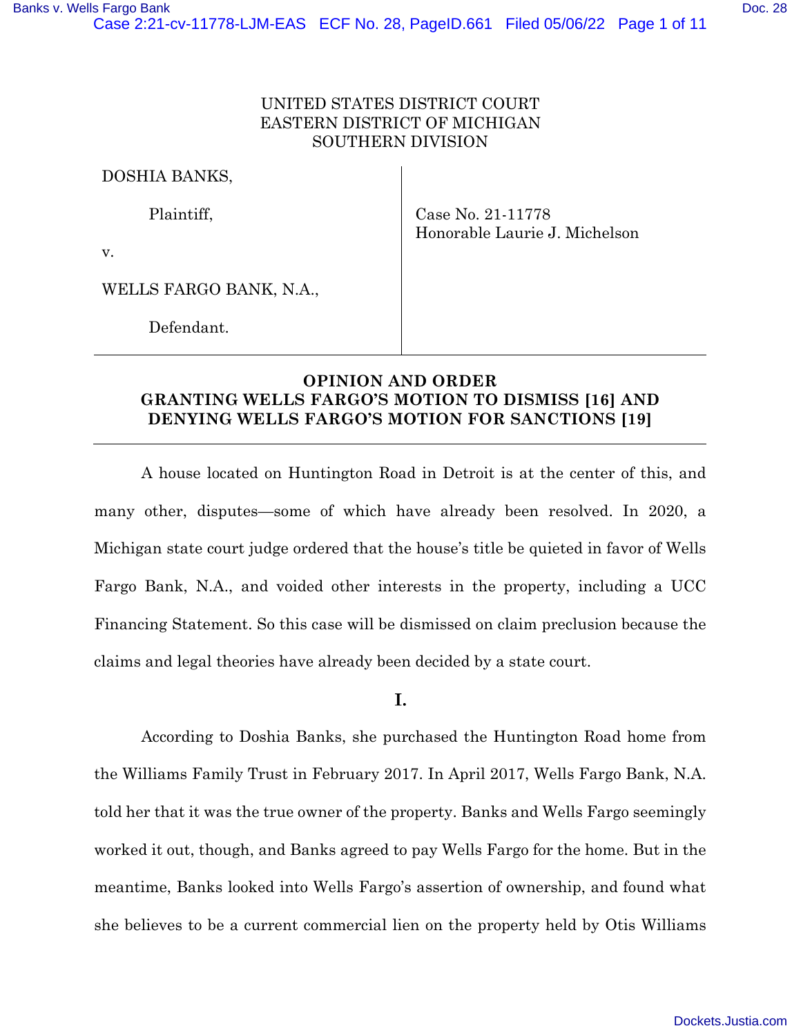UNITED STATES DISTRICT COURT
EASTERN DISTRICT OF MICHIGAN
SOUTHERN DIVISION

| | |
|---|---|
| DOSHIA BANKS,<br><br>Plaintiff,<br><br>v.<br><br>WELLS FARGO BANK, N.A.,<br><br>Defendant. | Case No. 21-11778<br>Honorable Laurie J. Michelson |

**OPINION AND ORDER**
**GRANTING WELLS FARGO'S MOTION TO DISMISS [16] AND DENYING WELLS FARGO'S MOTION FOR SANCTIONS [19]**

A house located on Huntington Road in Detroit is at the center of this, and many other, disputes—some of which have already been resolved. In 2020, a Michigan state court judge ordered that the house's title be quieted in favor of Wells Fargo Bank, N.A., and voided other interests in the property, including a UCC Financing Statement. So this case will be dismissed on claim preclusion because the claims and legal theories have already been decided by a state court.

## I.

According to Doshia Banks, she purchased the Huntington Road home from the Williams Family Trust in February 2017. In April 2017, Wells Fargo Bank, N.A. told her that it was the true owner of the property. Banks and Wells Fargo seemingly worked it out, though, and Banks agreed to pay Wells Fargo for the home. But in the meantime, Banks looked into Wells Fargo's assertion of ownership, and found what she believes to be a current commercial lien on the property held by Otis Williams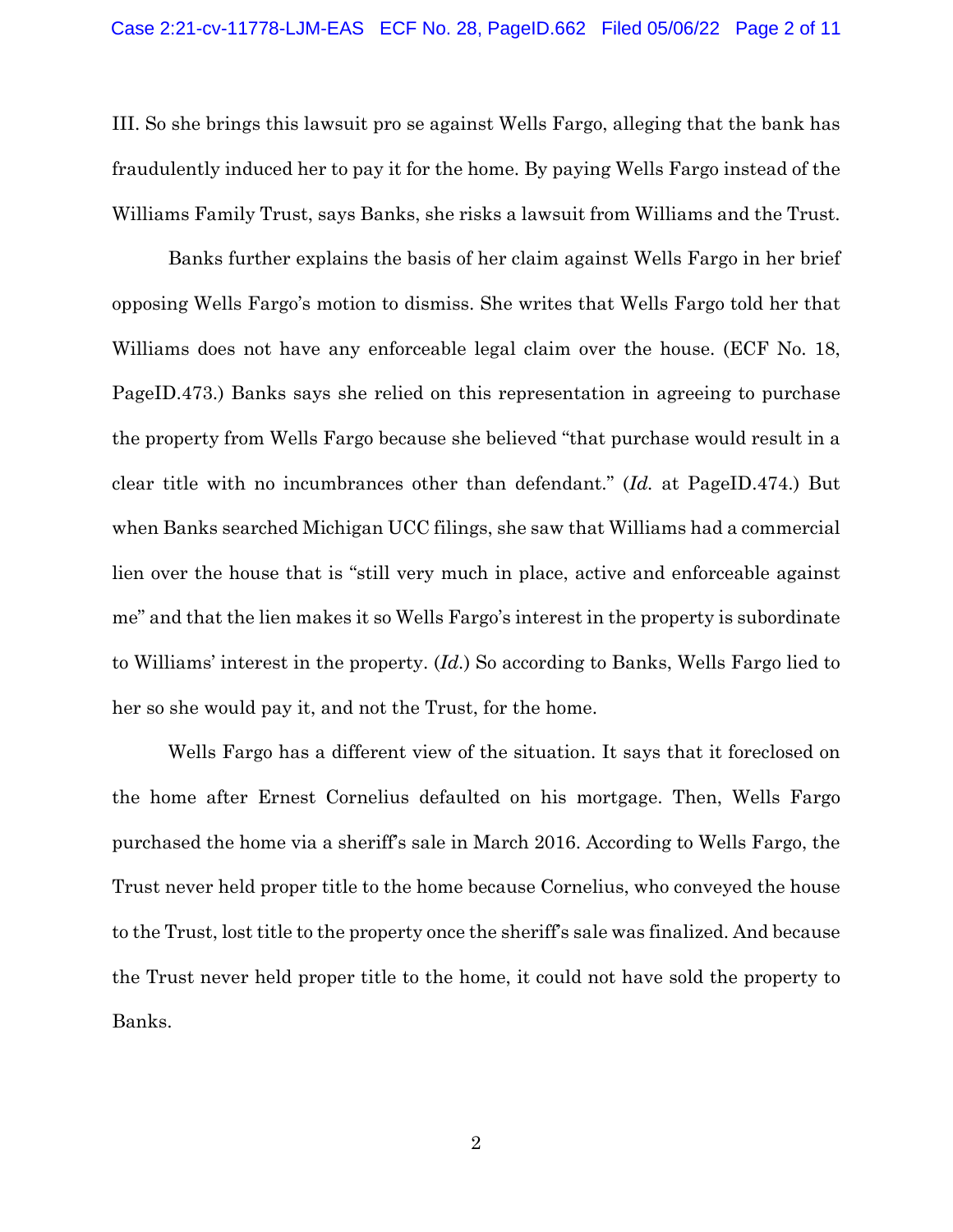III. So she brings this lawsuit pro se against Wells Fargo, alleging that the bank has fraudulently induced her to pay it for the home. By paying Wells Fargo instead of the Williams Family Trust, says Banks, she risks a lawsuit from Williams and the Trust.

Banks further explains the basis of her claim against Wells Fargo in her brief opposing Wells Fargo's motion to dismiss. She writes that Wells Fargo told her that Williams does not have any enforceable legal claim over the house. (ECF No. 18, PageID.473.) Banks says she relied on this representation in agreeing to purchase the property from Wells Fargo because she believed "that purchase would result in a clear title with no incumbrances other than defendant." (*Id.* at PageID.474.) But when Banks searched Michigan UCC filings, she saw that Williams had a commercial lien over the house that is "still very much in place, active and enforceable against me" and that the lien makes it so Wells Fargo's interest in the property is subordinate to Williams' interest in the property. (*Id.*) So according to Banks, Wells Fargo lied to her so she would pay it, and not the Trust, for the home.

Wells Fargo has a different view of the situation. It says that it foreclosed on the home after Ernest Cornelius defaulted on his mortgage. Then, Wells Fargo purchased the home via a sheriff's sale in March 2016. According to Wells Fargo, the Trust never held proper title to the home because Cornelius, who conveyed the house to the Trust, lost title to the property once the sheriff's sale was finalized. And because the Trust never held proper title to the home, it could not have sold the property to Banks.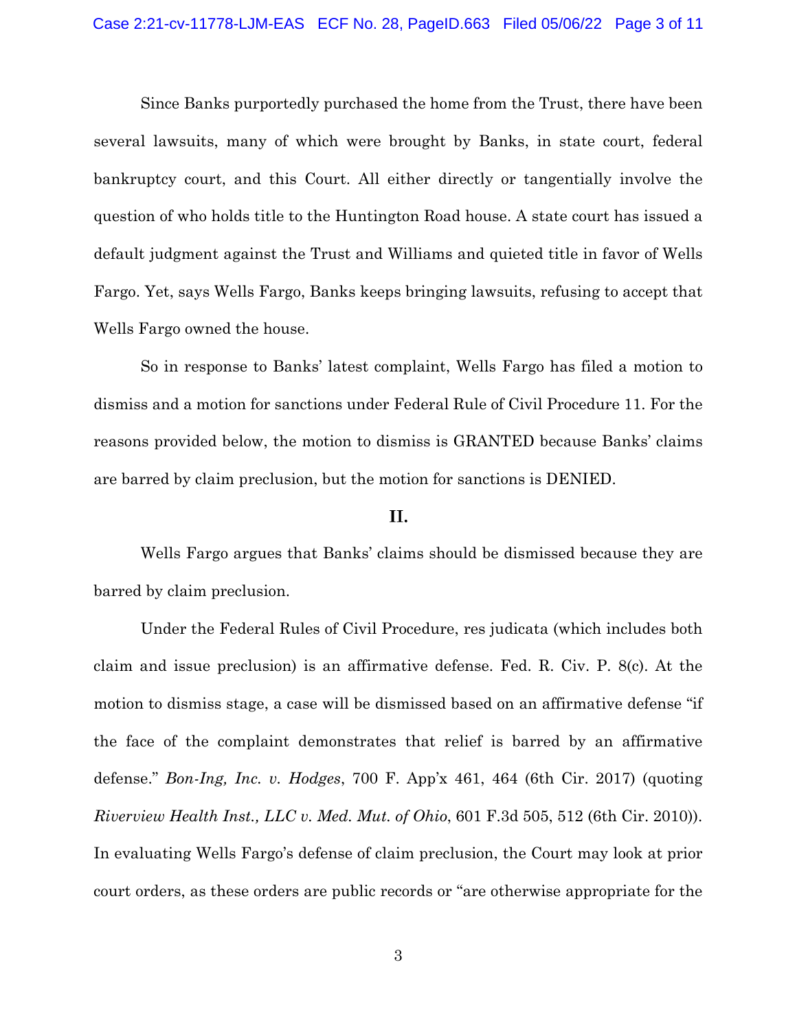Since Banks purportedly purchased the home from the Trust, there have been several lawsuits, many of which were brought by Banks, in state court, federal bankruptcy court, and this Court. All either directly or tangentially involve the question of who holds title to the Huntington Road house. A state court has issued a default judgment against the Trust and Williams and quieted title in favor of Wells Fargo. Yet, says Wells Fargo, Banks keeps bringing lawsuits, refusing to accept that Wells Fargo owned the house.

So in response to Banks' latest complaint, Wells Fargo has filed a motion to dismiss and a motion for sanctions under Federal Rule of Civil Procedure 11. For the reasons provided below, the motion to dismiss is GRANTED because Banks' claims are barred by claim preclusion, but the motion for sanctions is DENIED.

## II.

Wells Fargo argues that Banks' claims should be dismissed because they are barred by claim preclusion.

Under the Federal Rules of Civil Procedure, res judicata (which includes both claim and issue preclusion) is an affirmative defense. Fed. R. Civ. P. 8(c). At the motion to dismiss stage, a case will be dismissed based on an affirmative defense "if the face of the complaint demonstrates that relief is barred by an affirmative defense." *Bon-Ing, Inc. v. Hodges*, 700 F. App'x 461, 464 (6th Cir. 2017) (quoting *Riverview Health Inst., LLC v. Med. Mut. of Ohio*, 601 F.3d 505, 512 (6th Cir. 2010)). In evaluating Wells Fargo's defense of claim preclusion, the Court may look at prior court orders, as these orders are public records or "are otherwise appropriate for the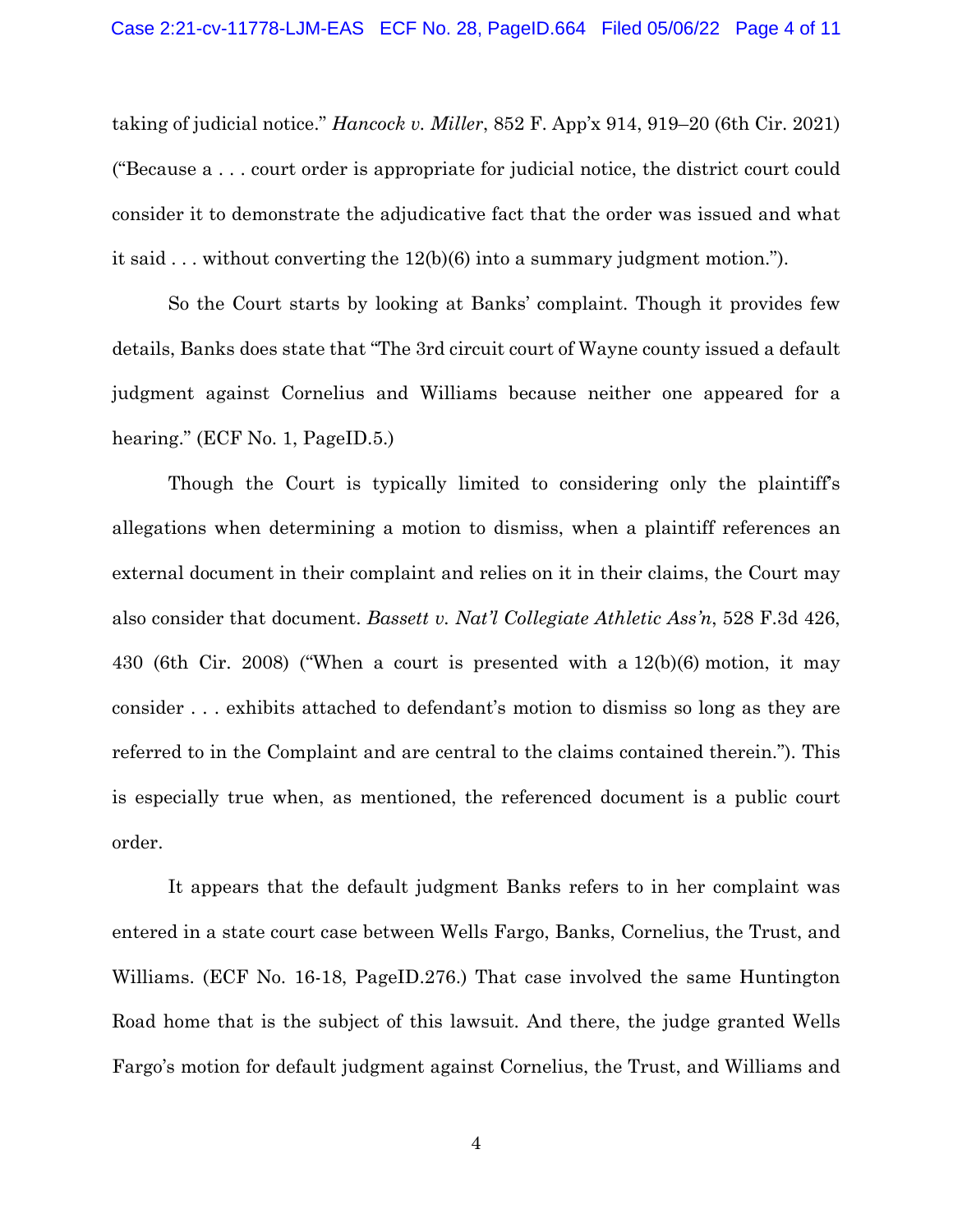taking of judicial notice." *Hancock v. Miller*, 852 F. App'x 914, 919–20 (6th Cir. 2021) ("Because a . . . court order is appropriate for judicial notice, the district court could consider it to demonstrate the adjudicative fact that the order was issued and what it said . . . without converting the 12(b)(6) into a summary judgment motion.").

So the Court starts by looking at Banks' complaint. Though it provides few details, Banks does state that "The 3rd circuit court of Wayne county issued a default judgment against Cornelius and Williams because neither one appeared for a hearing." (ECF No. 1, PageID.5.)

Though the Court is typically limited to considering only the plaintiff's allegations when determining a motion to dismiss, when a plaintiff references an external document in their complaint and relies on it in their claims, the Court may also consider that document. *Bassett v. Nat'l Collegiate Athletic Ass'n*, 528 F.3d 426, 430 (6th Cir. 2008) ("When a court is presented with a 12(b)(6) motion, it may consider . . . exhibits attached to defendant's motion to dismiss so long as they are referred to in the Complaint and are central to the claims contained therein."). This is especially true when, as mentioned, the referenced document is a public court order.

It appears that the default judgment Banks refers to in her complaint was entered in a state court case between Wells Fargo, Banks, Cornelius, the Trust, and Williams. (ECF No. 16-18, PageID.276.) That case involved the same Huntington Road home that is the subject of this lawsuit. And there, the judge granted Wells Fargo's motion for default judgment against Cornelius, the Trust, and Williams and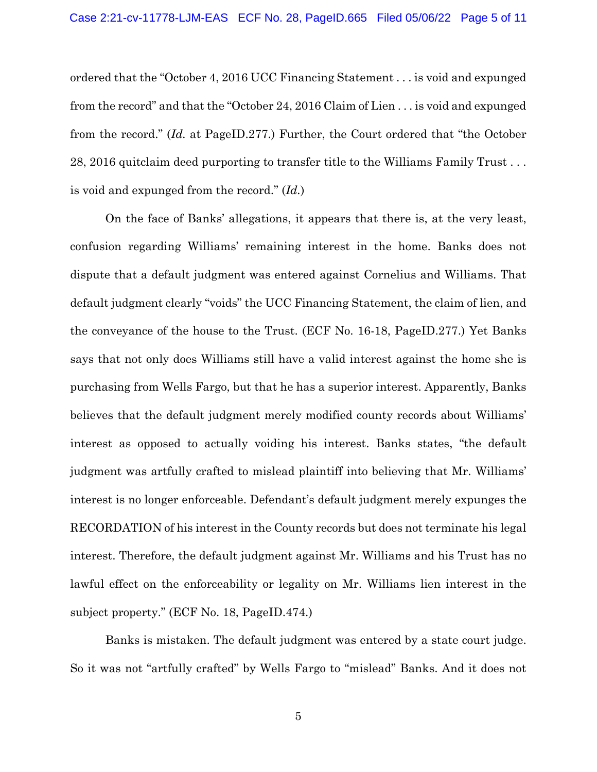ordered that the "October 4, 2016 UCC Financing Statement . . . is void and expunged from the record" and that the "October 24, 2016 Claim of Lien . . . is void and expunged from the record." (*Id.* at PageID.277.) Further, the Court ordered that "the October 28, 2016 quitclaim deed purporting to transfer title to the Williams Family Trust . . . is void and expunged from the record." (*Id.*)

On the face of Banks' allegations, it appears that there is, at the very least, confusion regarding Williams' remaining interest in the home. Banks does not dispute that a default judgment was entered against Cornelius and Williams. That default judgment clearly "voids" the UCC Financing Statement, the claim of lien, and the conveyance of the house to the Trust. (ECF No. 16-18, PageID.277.) Yet Banks says that not only does Williams still have a valid interest against the home she is purchasing from Wells Fargo, but that he has a superior interest. Apparently, Banks believes that the default judgment merely modified county records about Williams' interest as opposed to actually voiding his interest. Banks states, "the default judgment was artfully crafted to mislead plaintiff into believing that Mr. Williams' interest is no longer enforceable. Defendant's default judgment merely expunges the RECORDATION of his interest in the County records but does not terminate his legal interest. Therefore, the default judgment against Mr. Williams and his Trust has no lawful effect on the enforceability or legality on Mr. Williams lien interest in the subject property." (ECF No. 18, PageID.474.)

Banks is mistaken. The default judgment was entered by a state court judge. So it was not "artfully crafted" by Wells Fargo to "mislead" Banks. And it does not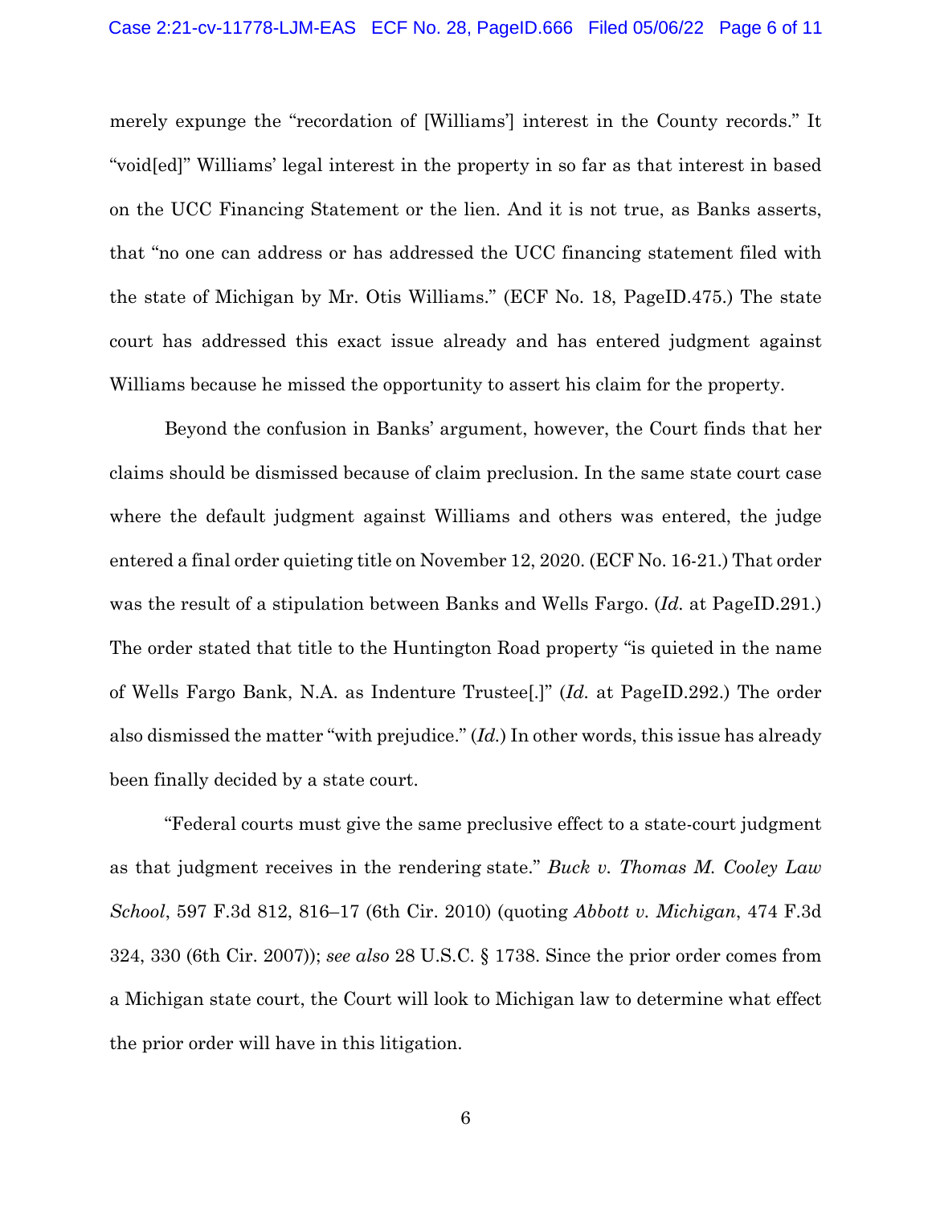merely expunge the "recordation of [Williams'] interest in the County records." It "void[ed]" Williams' legal interest in the property in so far as that interest in based on the UCC Financing Statement or the lien. And it is not true, as Banks asserts, that "no one can address or has addressed the UCC financing statement filed with the state of Michigan by Mr. Otis Williams." (ECF No. 18, PageID.475.) The state court has addressed this exact issue already and has entered judgment against Williams because he missed the opportunity to assert his claim for the property.

Beyond the confusion in Banks' argument, however, the Court finds that her claims should be dismissed because of claim preclusion. In the same state court case where the default judgment against Williams and others was entered, the judge entered a final order quieting title on November 12, 2020. (ECF No. 16-21.) That order was the result of a stipulation between Banks and Wells Fargo. (*Id.* at PageID.291.) The order stated that title to the Huntington Road property "is quieted in the name of Wells Fargo Bank, N.A. as Indenture Trustee[.]" (*Id.* at PageID.292.) The order also dismissed the matter "with prejudice." (*Id.*) In other words, this issue has already been finally decided by a state court.

"Federal courts must give the same preclusive effect to a state-court judgment as that judgment receives in the rendering state." *Buck v. Thomas M. Cooley Law School*, 597 F.3d 812, 816–17 (6th Cir. 2010) (quoting *Abbott v. Michigan*, 474 F.3d 324, 330 (6th Cir. 2007)); *see also* 28 U.S.C. § 1738. Since the prior order comes from a Michigan state court, the Court will look to Michigan law to determine what effect the prior order will have in this litigation.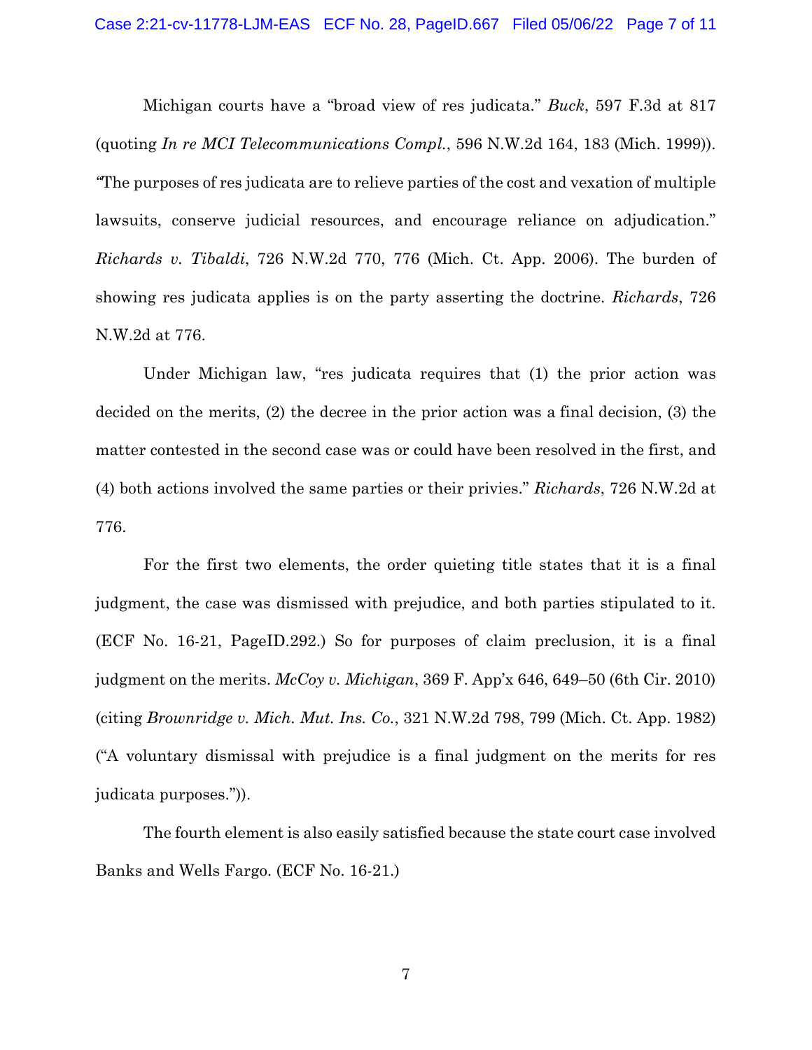Michigan courts have a "broad view of res judicata." *Buck*, 597 F.3d at 817 (quoting *In re MCI Telecommunications Compl.*, 596 N.W.2d 164, 183 (Mich. 1999)). "The purposes of res judicata are to relieve parties of the cost and vexation of multiple lawsuits, conserve judicial resources, and encourage reliance on adjudication." *Richards v. Tibaldi*, 726 N.W.2d 770, 776 (Mich. Ct. App. 2006). The burden of showing res judicata applies is on the party asserting the doctrine. *Richards*, 726 N.W.2d at 776.

Under Michigan law, "res judicata requires that (1) the prior action was decided on the merits, (2) the decree in the prior action was a final decision, (3) the matter contested in the second case was or could have been resolved in the first, and (4) both actions involved the same parties or their privies." *Richards*, 726 N.W.2d at 776.

For the first two elements, the order quieting title states that it is a final judgment, the case was dismissed with prejudice, and both parties stipulated to it. (ECF No. 16-21, PageID.292.) So for purposes of claim preclusion, it is a final judgment on the merits. *McCoy v. Michigan*, 369 F. App'x 646, 649–50 (6th Cir. 2010) (citing *Brownridge v. Mich. Mut. Ins. Co.*, 321 N.W.2d 798, 799 (Mich. Ct. App. 1982) ("A voluntary dismissal with prejudice is a final judgment on the merits for res judicata purposes.")).

The fourth element is also easily satisfied because the state court case involved Banks and Wells Fargo. (ECF No. 16-21.)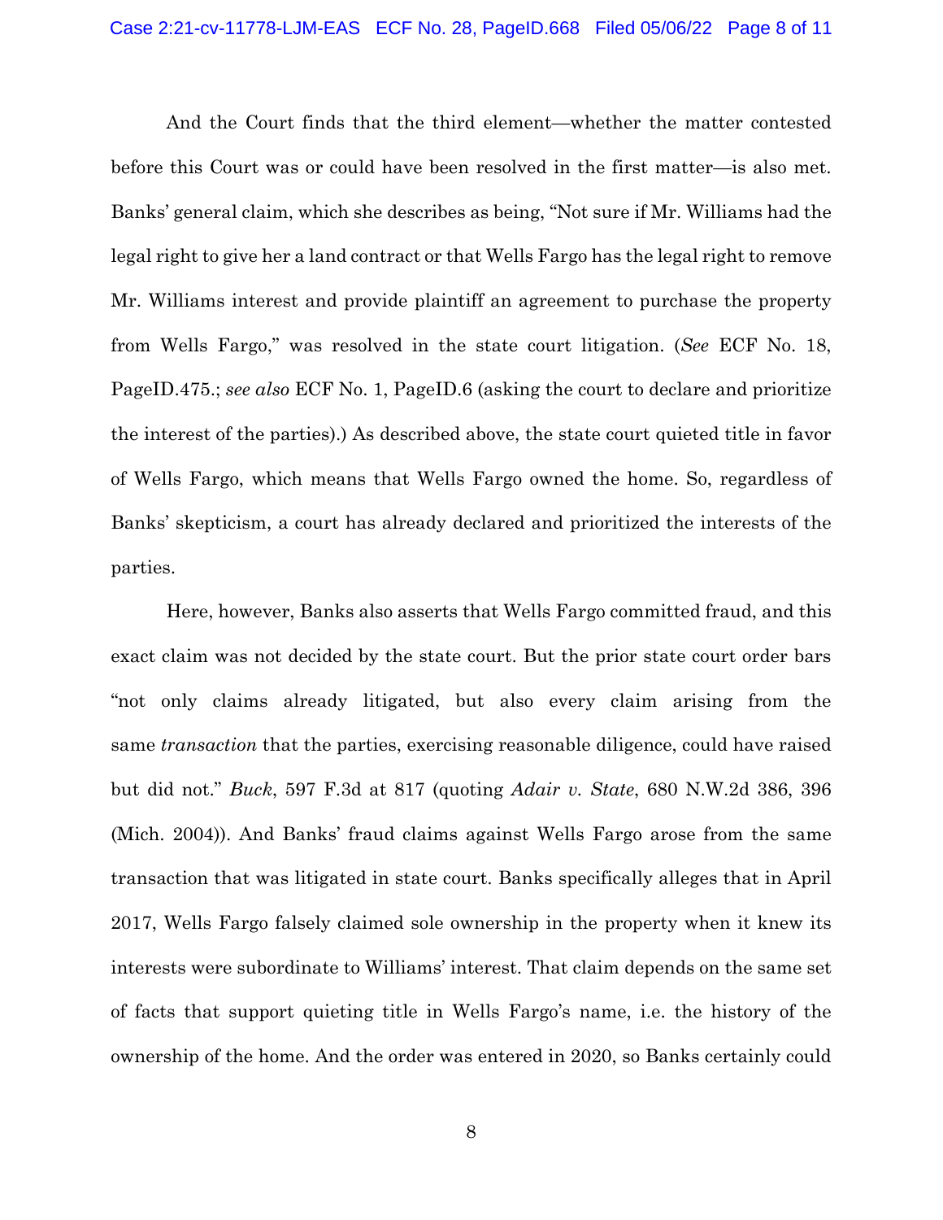And the Court finds that the third element—whether the matter contested before this Court was or could have been resolved in the first matter—is also met. Banks' general claim, which she describes as being, "Not sure if Mr. Williams had the legal right to give her a land contract or that Wells Fargo has the legal right to remove Mr. Williams interest and provide plaintiff an agreement to purchase the property from Wells Fargo," was resolved in the state court litigation. (*See* ECF No. 18, PageID.475.; *see also* ECF No. 1, PageID.6 (asking the court to declare and prioritize the interest of the parties).) As described above, the state court quieted title in favor of Wells Fargo, which means that Wells Fargo owned the home. So, regardless of Banks' skepticism, a court has already declared and prioritized the interests of the parties.

Here, however, Banks also asserts that Wells Fargo committed fraud, and this exact claim was not decided by the state court. But the prior state court order bars "not only claims already litigated, but also every claim arising from the same *transaction* that the parties, exercising reasonable diligence, could have raised but did not." *Buck*, 597 F.3d at 817 (quoting *Adair v. State*, 680 N.W.2d 386, 396 (Mich. 2004)). And Banks' fraud claims against Wells Fargo arose from the same transaction that was litigated in state court. Banks specifically alleges that in April 2017, Wells Fargo falsely claimed sole ownership in the property when it knew its interests were subordinate to Williams' interest. That claim depends on the same set of facts that support quieting title in Wells Fargo's name, i.e. the history of the ownership of the home. And the order was entered in 2020, so Banks certainly could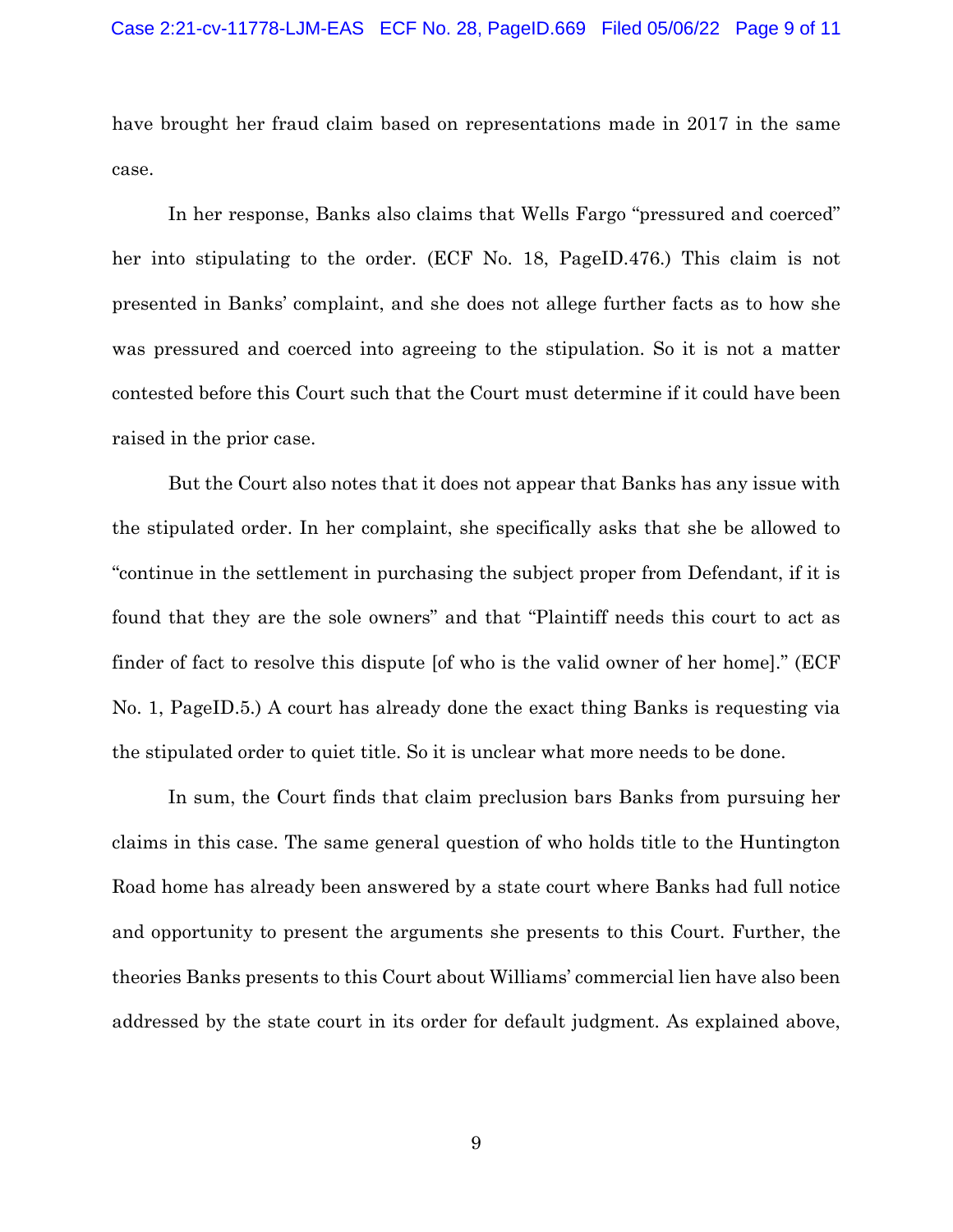have brought her fraud claim based on representations made in 2017 in the same case.

In her response, Banks also claims that Wells Fargo "pressured and coerced" her into stipulating to the order. (ECF No. 18, PageID.476.) This claim is not presented in Banks' complaint, and she does not allege further facts as to how she was pressured and coerced into agreeing to the stipulation. So it is not a matter contested before this Court such that the Court must determine if it could have been raised in the prior case.

But the Court also notes that it does not appear that Banks has any issue with the stipulated order. In her complaint, she specifically asks that she be allowed to "continue in the settlement in purchasing the subject proper from Defendant, if it is found that they are the sole owners" and that "Plaintiff needs this court to act as finder of fact to resolve this dispute [of who is the valid owner of her home]." (ECF No. 1, PageID.5.) A court has already done the exact thing Banks is requesting via the stipulated order to quiet title. So it is unclear what more needs to be done.

In sum, the Court finds that claim preclusion bars Banks from pursuing her claims in this case. The same general question of who holds title to the Huntington Road home has already been answered by a state court where Banks had full notice and opportunity to present the arguments she presents to this Court. Further, the theories Banks presents to this Court about Williams' commercial lien have also been addressed by the state court in its order for default judgment. As explained above,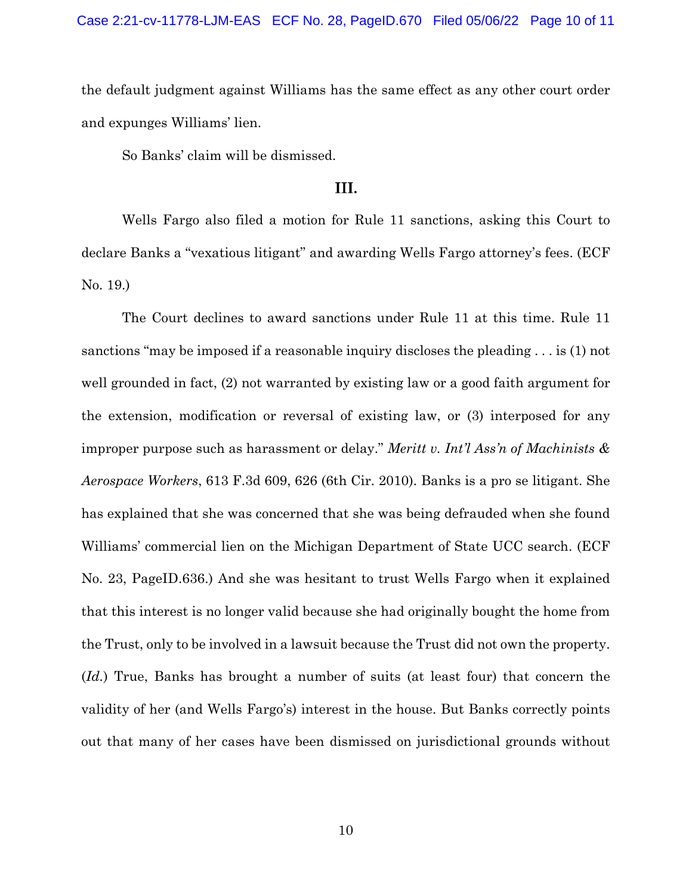the default judgment against Williams has the same effect as any other court order and expunges Williams' lien.

So Banks' claim will be dismissed.

### III.

Wells Fargo also filed a motion for Rule 11 sanctions, asking this Court to declare Banks a "vexatious litigant" and awarding Wells Fargo attorney's fees. (ECF No. 19.)

The Court declines to award sanctions under Rule 11 at this time. Rule 11 sanctions "may be imposed if a reasonable inquiry discloses the pleading . . . is (1) not well grounded in fact, (2) not warranted by existing law or a good faith argument for the extension, modification or reversal of existing law, or (3) interposed for any improper purpose such as harassment or delay." *Meritt v. Int'l Ass'n of Machinists & Aerospace Workers*, 613 F.3d 609, 626 (6th Cir. 2010). Banks is a pro se litigant. She has explained that she was concerned that she was being defrauded when she found Williams' commercial lien on the Michigan Department of State UCC search. (ECF No. 23, PageID.636.) And she was hesitant to trust Wells Fargo when it explained that this interest is no longer valid because she had originally bought the home from the Trust, only to be involved in a lawsuit because the Trust did not own the property. (*Id.*) True, Banks has brought a number of suits (at least four) that concern the validity of her (and Wells Fargo's) interest in the house. But Banks correctly points out that many of her cases have been dismissed on jurisdictional grounds without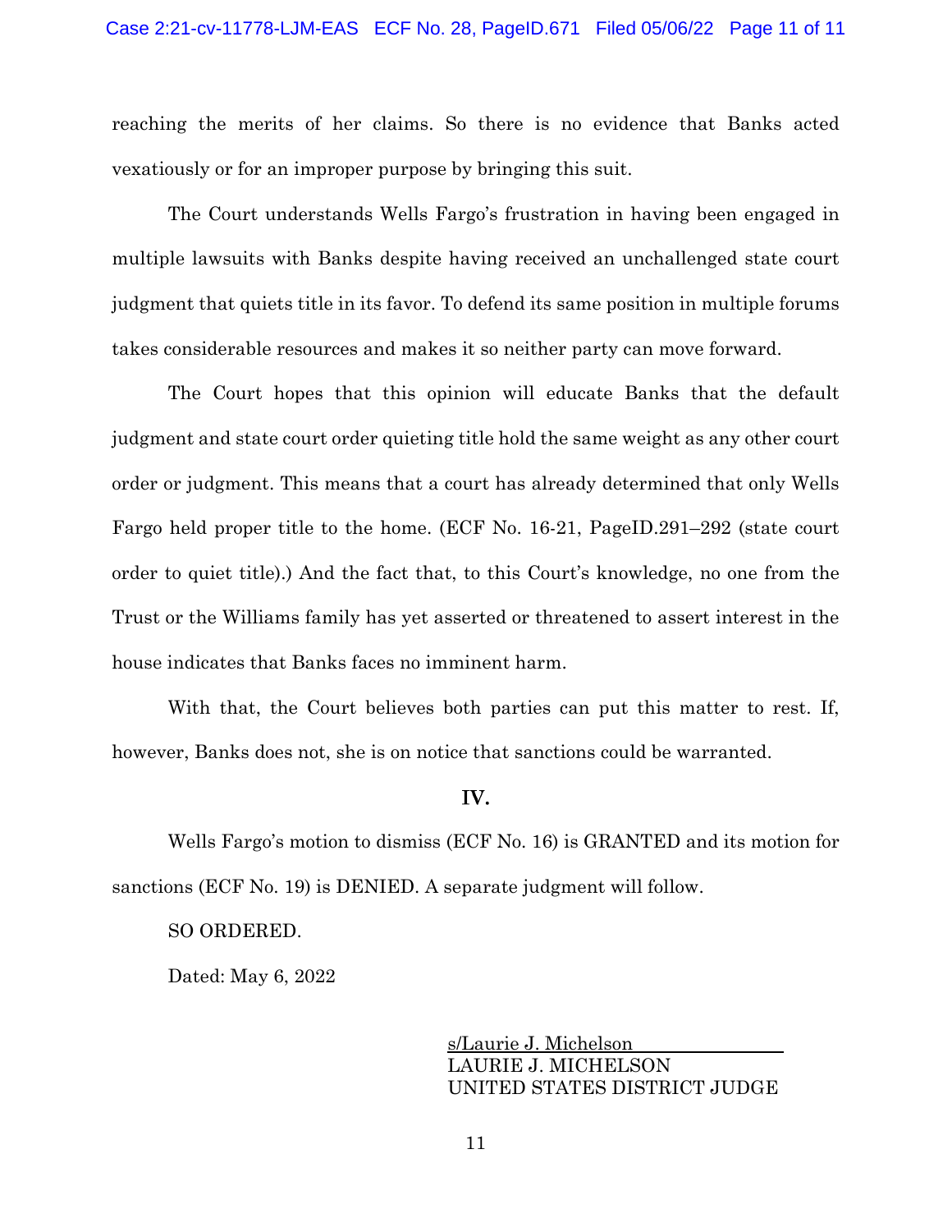reaching the merits of her claims. So there is no evidence that Banks acted vexatiously or for an improper purpose by bringing this suit.

The Court understands Wells Fargo's frustration in having been engaged in multiple lawsuits with Banks despite having received an unchallenged state court judgment that quiets title in its favor. To defend its same position in multiple forums takes considerable resources and makes it so neither party can move forward.

The Court hopes that this opinion will educate Banks that the default judgment and state court order quieting title hold the same weight as any other court order or judgment. This means that a court has already determined that only Wells Fargo held proper title to the home. (ECF No. 16-21, PageID.291–292 (state court order to quiet title).) And the fact that, to this Court's knowledge, no one from the Trust or the Williams family has yet asserted or threatened to assert interest in the house indicates that Banks faces no imminent harm.

With that, the Court believes both parties can put this matter to rest. If, however, Banks does not, she is on notice that sanctions could be warranted.

## IV.

Wells Fargo's motion to dismiss (ECF No. 16) is GRANTED and its motion for sanctions (ECF No. 19) is DENIED. A separate judgment will follow.

SO ORDERED.

Dated: May 6, 2022

s/Laurie J. Michelson
LAURIE J. MICHELSON
UNITED STATES DISTRICT JUDGE